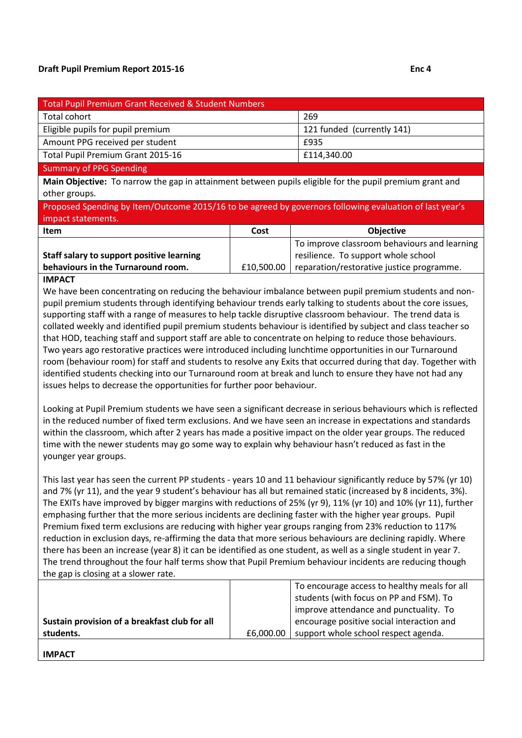**Draft Pupil Premium Report 2015-16** **Enc 4**

| Total Pupil Premium Grant Received & Student Numbers | |
|---|---|
| Total cohort | 269 |
| Eligible pupils for pupil premium | 121 funded (currently 141) |
| Amount PPG received per student | £935 |
| Total Pupil Premium Grant 2015-16 | £114,340.00 |

**Summary of PPG Spending**

**Main Objective:** To narrow the gap in attainment between pupils eligible for the pupil premium grant and other groups.

**Proposed Spending by Item/Outcome 2015/16 to be agreed by governors following evaluation of last year's impact statements.**

| Item | Cost | Objective |
|---|---|---|
| **Staff salary to support positive learning behaviours in the Turnaround room.** | £10,500.00 | To improve classroom behaviours and learning resilience. To support whole school reparation/restorative justice programme. |

**IMPACT**

We have been concentrating on reducing the behaviour imbalance between pupil premium students and non-pupil premium students through identifying behaviour trends early talking to students about the core issues, supporting staff with a range of measures to help tackle disruptive classroom behaviour. The trend data is collated weekly and identified pupil premium students behaviour is identified by subject and class teacher so that HOD, teaching staff and support staff are able to concentrate on helping to reduce those behaviours. Two years ago restorative practices were introduced including lunchtime opportunities in our Turnaround room (behaviour room) for staff and students to resolve any Exits that occurred during that day. Together with identified students checking into our Turnaround room at break and lunch to ensure they have not had any issues helps to decrease the opportunities for further poor behaviour.

Looking at Pupil Premium students we have seen a significant decrease in serious behaviours which is reflected in the reduced number of fixed term exclusions. And we have seen an increase in expectations and standards within the classroom, which after 2 years has made a positive impact on the older year groups. The reduced time with the newer students may go some way to explain why behaviour hasn't reduced as fast in the younger year groups.

This last year has seen the current PP students - years 10 and 11 behaviour significantly reduce by 57% (yr 10) and 7% (yr 11), and the year 9 student's behaviour has all but remained static (increased by 8 incidents, 3%). The EXITs have improved by bigger margins with reductions of 25% (yr 9), 11% (yr 10) and 10% (yr 11), further emphasing further that the more serious incidents are declining faster with the higher year groups. Pupil Premium fixed term exclusions are reducing with higher year groups ranging from 23% reduction to 117% reduction in exclusion days, re-affirming the data that more serious behaviours are declining rapidly. Where there has been an increase (year 8) it can be identified as one student, as well as a single student in year 7. The trend throughout the four half terms show that Pupil Premium behaviour incidents are reducing though the gap is closing at a slower rate.

| Item | Cost | Objective |
|---|---|---|
| **Sustain provision of a breakfast club for all students.** | £6,000.00 | To encourage access to healthy meals for all students (with focus on PP and FSM). To improve attendance and punctuality. To encourage positive social interaction and support whole school respect agenda. |

**IMPACT**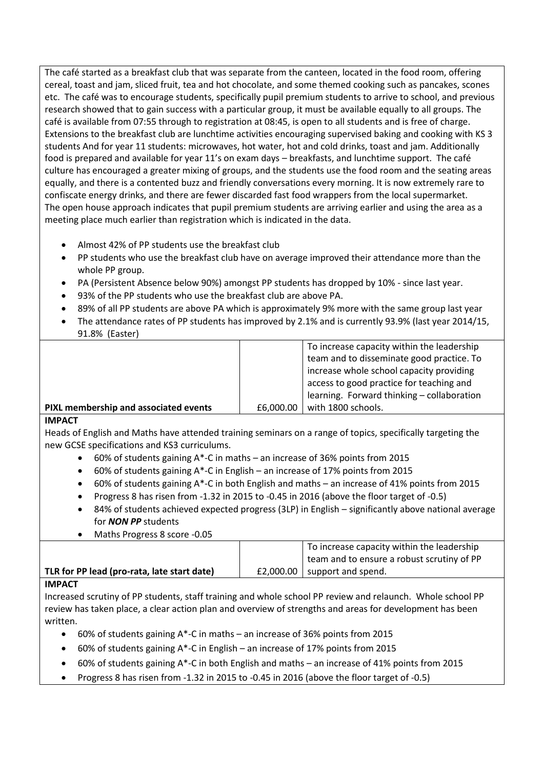The café started as a breakfast club that was separate from the canteen, located in the food room, offering cereal, toast and jam, sliced fruit, tea and hot chocolate, and some themed cooking such as pancakes, scones etc. The café was to encourage students, specifically pupil premium students to arrive to school, and previous research showed that to gain success with a particular group, it must be available equally to all groups. The café is available from 07:55 through to registration at 08:45, is open to all students and is free of charge. Extensions to the breakfast club are lunchtime activities encouraging supervised baking and cooking with KS 3 students And for year 11 students: microwaves, hot water, hot and cold drinks, toast and jam. Additionally food is prepared and available for year 11's on exam days – breakfasts, and lunchtime support. The café culture has encouraged a greater mixing of groups, and the students use the food room and the seating areas equally, and there is a contented buzz and friendly conversations every morning. It is now extremely rare to confiscate energy drinks, and there are fewer discarded fast food wrappers from the local supermarket. The open house approach indicates that pupil premium students are arriving earlier and using the area as a meeting place much earlier than registration which is indicated in the data.

- Almost 42% of PP students use the breakfast club
- PP students who use the breakfast club have on average improved their attendance more than the whole PP group.
- PA (Persistent Absence below 90%) amongst PP students has dropped by 10% - since last year.
- 93% of the PP students who use the breakfast club are above PA.
- 89% of all PP students are above PA which is approximately 9% more with the same group last year
- The attendance rates of PP students has improved by 2.1% and is currently 93.9% (last year 2014/15, 91.8% (Easter)

| | | |
|---|---|---|
| **PIXL membership and associated events** | £6,000.00 | To increase capacity within the leadership team and to disseminate good practice. To increase whole school capacity providing access to good practice for teaching and learning. Forward thinking – collaboration with 1800 schools. |

**IMPACT**

Heads of English and Maths have attended training seminars on a range of topics, specifically targeting the new GCSE specifications and KS3 curriculums.

- 60% of students gaining A*-C in maths – an increase of 36% points from 2015
- 60% of students gaining A*-C in English – an increase of 17% points from 2015
- 60% of students gaining A*-C in both English and maths – an increase of 41% points from 2015
- Progress 8 has risen from -1.32 in 2015 to -0.45 in 2016 (above the floor target of -0.5)
- 84% of students achieved expected progress (3LP) in English – significantly above national average for ***NON PP*** students
- Maths Progress 8 score -0.05

| | | |
|---|---|---|
| **TLR for PP lead (pro-rata, late start date)** | £2,000.00 | To increase capacity within the leadership team and to ensure a robust scrutiny of PP support and spend. |

**IMPACT**

Increased scrutiny of PP students, staff training and whole school PP review and relaunch. Whole school PP review has taken place, a clear action plan and overview of strengths and areas for development has been written.

- 60% of students gaining A*-C in maths – an increase of 36% points from 2015
- 60% of students gaining A*-C in English – an increase of 17% points from 2015
- 60% of students gaining A*-C in both English and maths – an increase of 41% points from 2015
- Progress 8 has risen from -1.32 in 2015 to -0.45 in 2016 (above the floor target of -0.5)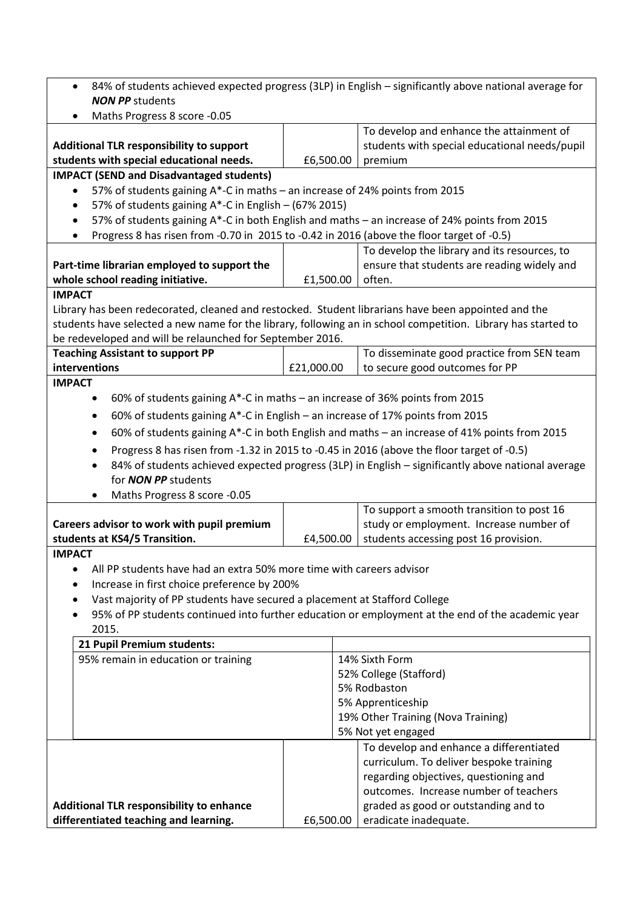- 84% of students achieved expected progress (3LP) in English – significantly above national average for ***NON PP*** students
- Maths Progress 8 score -0.05

| | | |
|---|---|---|
| **Additional TLR responsibility to support students with special educational needs.** | £6,500.00 | To develop and enhance the attainment of students with special educational needs/pupil premium |

**IMPACT (SEND and Disadvantaged students)**

- 57% of students gaining A*-C in maths – an increase of 24% points from 2015
- 57% of students gaining A*-C in English – (67% 2015)
- 57% of students gaining A*-C in both English and maths – an increase of 24% points from 2015
- Progress 8 has risen from -0.70 in 2015 to -0.42 in 2016 (above the floor target of -0.5)

| | | |
|---|---|---|
| **Part-time librarian employed to support the whole school reading initiative.** | £1,500.00 | To develop the library and its resources, to ensure that students are reading widely and often. |

**IMPACT**

Library has been redecorated, cleaned and restocked. Student librarians have been appointed and the students have selected a new name for the library, following an in school competition. Library has started to be redeveloped and will be relaunched for September 2016.

| | | |
|---|---|---|
| **Teaching Assistant to support PP interventions** | £21,000.00 | To disseminate good practice from SEN team to secure good outcomes for PP |

**IMPACT**

- 60% of students gaining A*-C in maths – an increase of 36% points from 2015
- 60% of students gaining A*-C in English – an increase of 17% points from 2015
- 60% of students gaining A*-C in both English and maths – an increase of 41% points from 2015
- Progress 8 has risen from -1.32 in 2015 to -0.45 in 2016 (above the floor target of -0.5)
- 84% of students achieved expected progress (3LP) in English – significantly above national average for ***NON PP*** students
- Maths Progress 8 score -0.05

| | | |
|---|---|---|
| **Careers advisor to work with pupil premium students at KS4/5 Transition.** | £4,500.00 | To support a smooth transition to post 16 study or employment. Increase number of students accessing post 16 provision. |

**IMPACT**

- All PP students have had an extra 50% more time with careers advisor
- Increase in first choice preference by 200%
- Vast majority of PP students have secured a placement at Stafford College
- 95% of PP students continued into further education or employment at the end of the academic year 2015.

| **21 Pupil Premium students:** | |
|---|---|
| 95% remain in education or training | 14% Sixth Form<br>52% College (Stafford)<br>5% Rodbaston<br>5% Apprenticeship<br>19% Other Training (Nova Training)<br>5% Not yet engaged |

| | | |
|---|---|---|
| **Additional TLR responsibility to enhance differentiated teaching and learning.** | £6,500.00 | To develop and enhance a differentiated curriculum. To deliver bespoke training regarding objectives, questioning and outcomes. Increase number of teachers graded as good or outstanding and to eradicate inadequate. |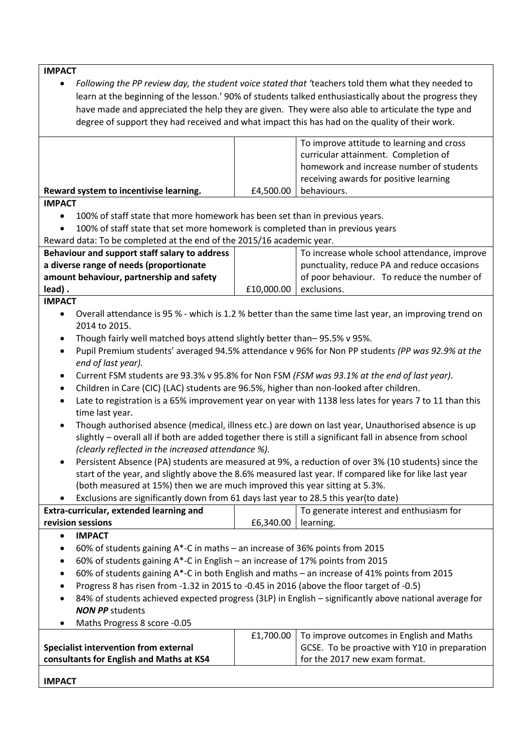**IMPACT**

- *Following the PP review day, the student voice stated that '*teachers told them what they needed to learn at the beginning of the lesson.' 90% of students talked enthusiastically about the progress they have made and appreciated the help they are given. They were also able to articulate the type and degree of support they had received and what impact this has had on the quality of their work.

| | | |
|---|---|---|
| **Reward system to incentivise learning.** | £4,500.00 | To improve attitude to learning and cross curricular attainment. Completion of homework and increase number of students receiving awards for positive learning behaviours. |

**IMPACT**

- 100% of staff state that more homework has been set than in previous years.
- 100% of staff state that more homework is completed than in previous years

Reward data: To be completed at the end of the 2015/16 academic year.

| | | |
|---|---|---|
| **Behaviour and support staff salary to address a diverse range of needs (proportionate amount behaviour, partnership and safety lead) .** | £10,000.00 | To increase whole school attendance, improve punctuality, reduce PA and reduce occasions of poor behaviour. To reduce the number of exclusions. |

**IMPACT**

- Overall attendance is 95 % - which is 1.2 % better than the same time last year, an improving trend on 2014 to 2015.
- Though fairly well matched boys attend slightly better than– 95.5% v 95%.
- Pupil Premium students' averaged 94.5% attendance v 96% for Non PP students *(PP was 92.9% at the end of last year).*
- Current FSM students are 93.3% v 95.8% for Non FSM *(FSM was 93.1% at the end of last year)*.
- Children in Care (CIC) (LAC) students are 96.5%, higher than non-looked after children.
- Late to registration is a 65% improvement year on year with 1138 less lates for years 7 to 11 than this time last year.
- Though authorised absence (medical, illness etc.) are down on last year, Unauthorised absence is up slightly – overall all if both are added together there is still a significant fall in absence from school *(clearly reflected in the increased attendance %).*
- Persistent Absence (PA) students are measured at 9%, a reduction of over 3% (10 students) since the start of the year, and slightly above the 8.6% measured last year. If compared like for like last year (both measured at 15%) then we are much improved this year sitting at 5.3%.
- Exclusions are significantly down from 61 days last year to 28.5 this year(to date)

| | | |
|---|---|---|
| **Extra-curricular, extended learning and revision sessions** | £6,340.00 | To generate interest and enthusiasm for learning. |

- **IMPACT**
- 60% of students gaining A*-C in maths – an increase of 36% points from 2015
- 60% of students gaining A*-C in English – an increase of 17% points from 2015
- 60% of students gaining A*-C in both English and maths – an increase of 41% points from 2015
- Progress 8 has risen from -1.32 in 2015 to -0.45 in 2016 (above the floor target of -0.5)
- 84% of students achieved expected progress (3LP) in English – significantly above national average for ***NON PP*** students
- Maths Progress 8 score -0.05

| | | |
|---|---|---|
| **Specialist intervention from external consultants for English and Maths at KS4** | £1,700.00 | To improve outcomes in English and Maths GCSE. To be proactive with Y10 in preparation for the 2017 new exam format. |

**IMPACT**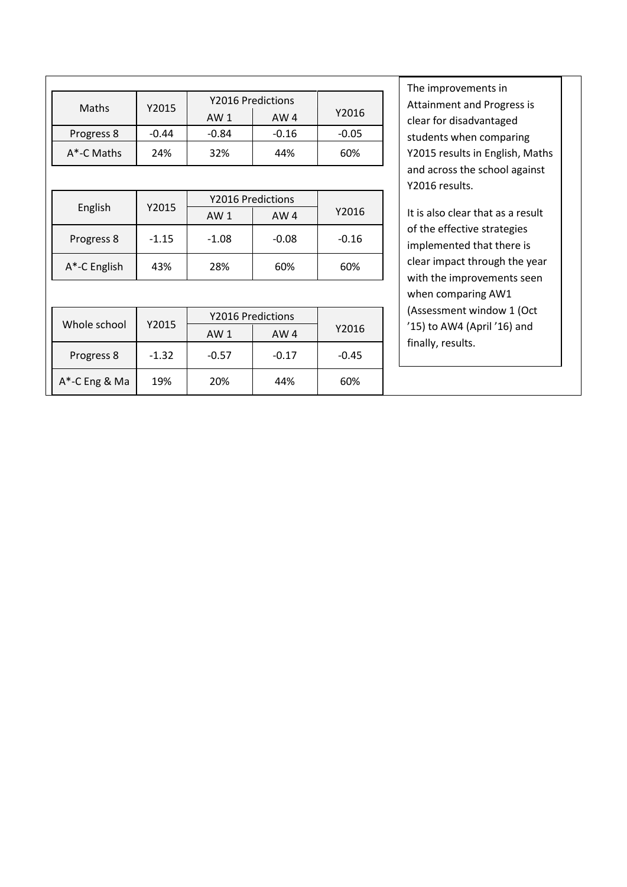| Maths | Y2015 | Y2016 Predictions | | Y2016 |
|---|---|---|---|---|
| | | AW 1 | AW 4 | |
| Progress 8 | -0.44 | -0.84 | -0.16 | -0.05 |
| A*-C Maths | 24% | 32% | 44% | 60% |

| English | Y2015 | Y2016 Predictions | | Y2016 |
|---|---|---|---|---|
| | | AW 1 | AW 4 | |
| Progress 8 | -1.15 | -1.08 | -0.08 | -0.16 |
| A*-C English | 43% | 28% | 60% | 60% |

| Whole school | Y2015 | Y2016 Predictions | | Y2016 |
|---|---|---|---|---|
| | | AW 1 | AW 4 | |
| Progress 8 | -1.32 | -0.57 | -0.17 | -0.45 |
| A*-C Eng & Ma | 19% | 20% | 44% | 60% |

The improvements in Attainment and Progress is clear for disadvantaged students when comparing Y2015 results in English, Maths and across the school against Y2016 results.

It is also clear that as a result of the effective strategies implemented that there is clear impact through the year with the improvements seen when comparing AW1 (Assessment window 1 (Oct '15) to AW4 (April '16) and finally, results.